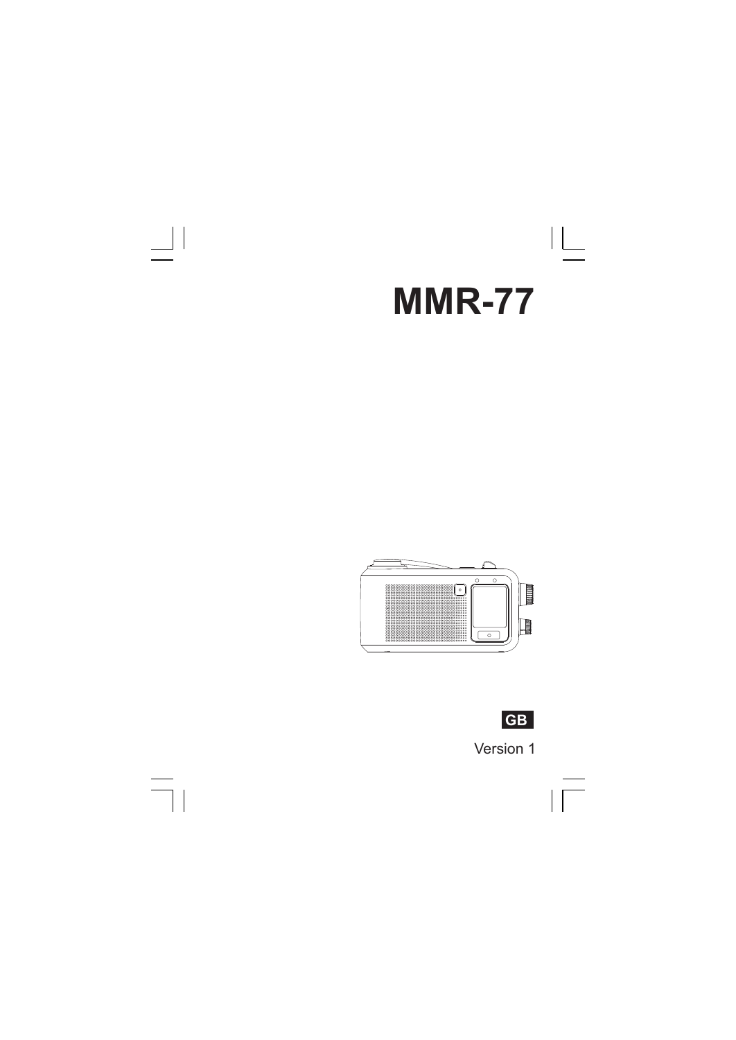# MMR-77

GB

Version 1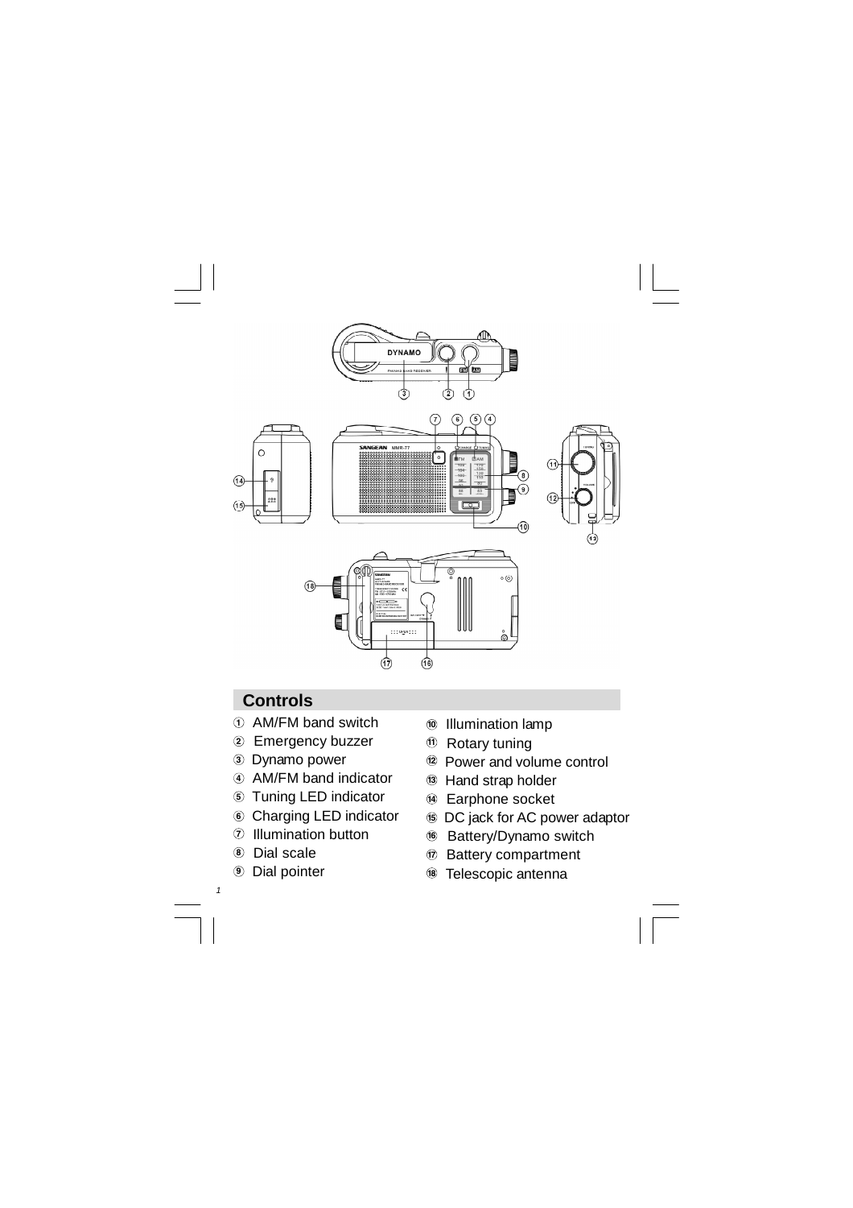## Controls

1. AM/FM band switch
2. Emergency buzzer
3. Dynamo power
4. AM/FM band indicator
5. Tuning LED indicator
6. Charging LED indicator
7. Illumination button
8. Dial scale
9. Dial pointer
10. Illumination lamp
11. Rotary tuning
12. Power and volume control
13. Hand strap holder
14. Earphone socket
15. DC jack for AC power adaptor
16. Battery/Dynamo switch
17. Battery compartment
18. Telescopic antenna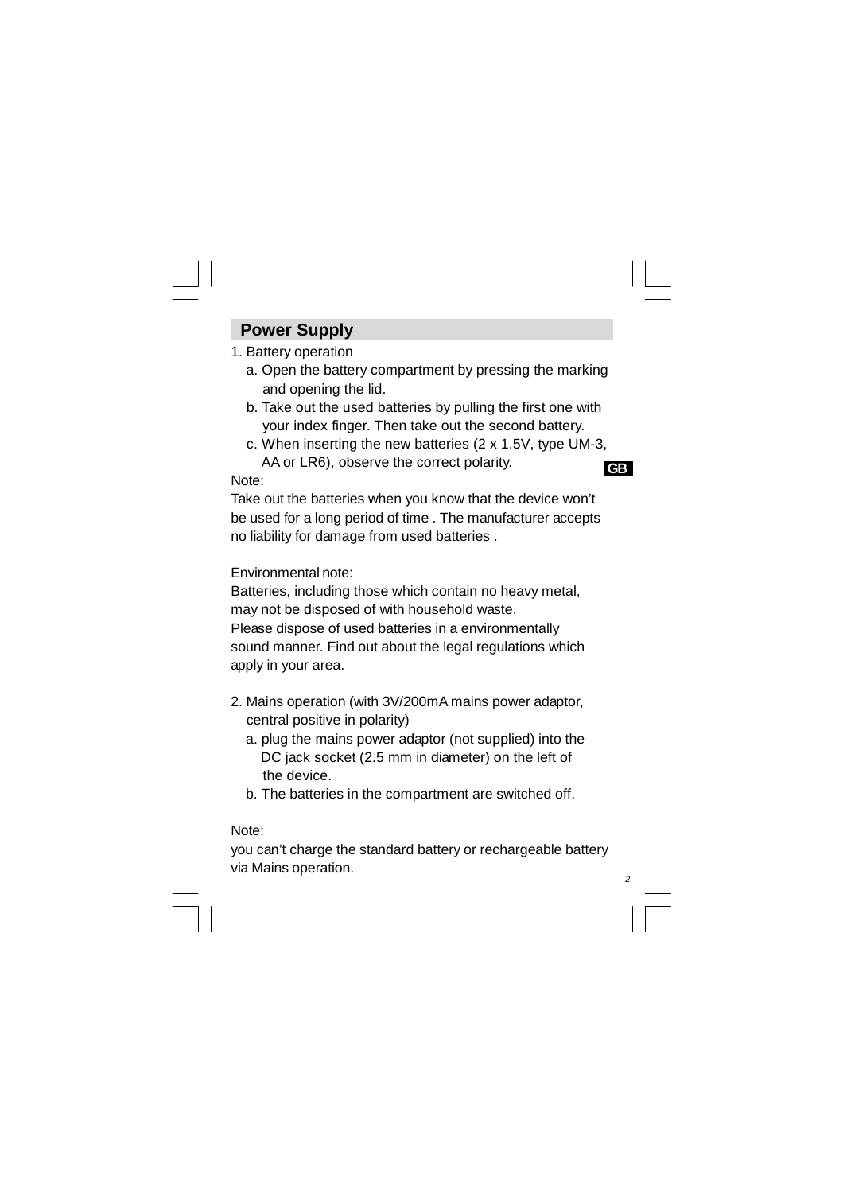## Power Supply

1. Battery operation
   a. Open the battery compartment by pressing the marking and opening the lid.
   b. Take out the used batteries by pulling the first one with your index finger. Then take out the second battery.
   c. When inserting the new batteries (2 x 1.5V, type UM-3, AA or LR6), observe the correct polarity.

Note:
Take out the batteries when you know that the device won't be used for a long period of time . The manufacturer accepts no liability for damage from used batteries .

Environmental note:
Batteries, including those which contain no heavy metal, may not be disposed of with household waste.
Please dispose of used batteries in a environmentally sound manner. Find out about the legal regulations which apply in your area.

2. Mains operation (with 3V/200mA mains power adaptor, central positive in polarity)
   a. plug the mains power adaptor (not supplied) into the DC jack socket (2.5 mm in diameter) on the left of the device.
   b. The batteries in the compartment are switched off.

Note:
you can't charge the standard battery or rechargeable battery via Mains operation.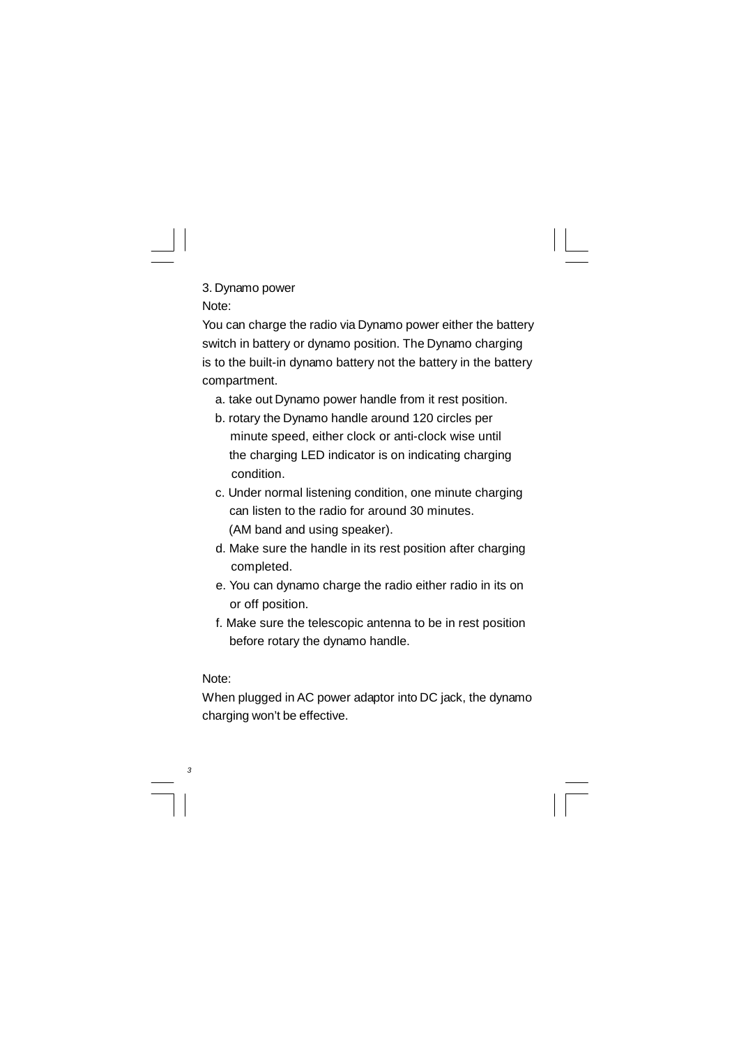3. Dynamo power

Note:

You can charge the radio via Dynamo power either the battery switch in battery or dynamo position. The Dynamo charging is to the built-in dynamo battery not the battery in the battery compartment.

a. take out Dynamo power handle from it rest position.

b. rotary the Dynamo handle around 120 circles per minute speed, either clock or anti-clock wise until the charging LED indicator is on indicating charging condition.

c. Under normal listening condition, one minute charging can listen to the radio for around 30 minutes. (AM band and using speaker).

d. Make sure the handle in its rest position after charging completed.

e. You can dynamo charge the radio either radio in its on or off position.

f. Make sure the telescopic antenna to be in rest position before rotary the dynamo handle.

Note:

When plugged in AC power adaptor into DC jack, the dynamo charging won't be effective.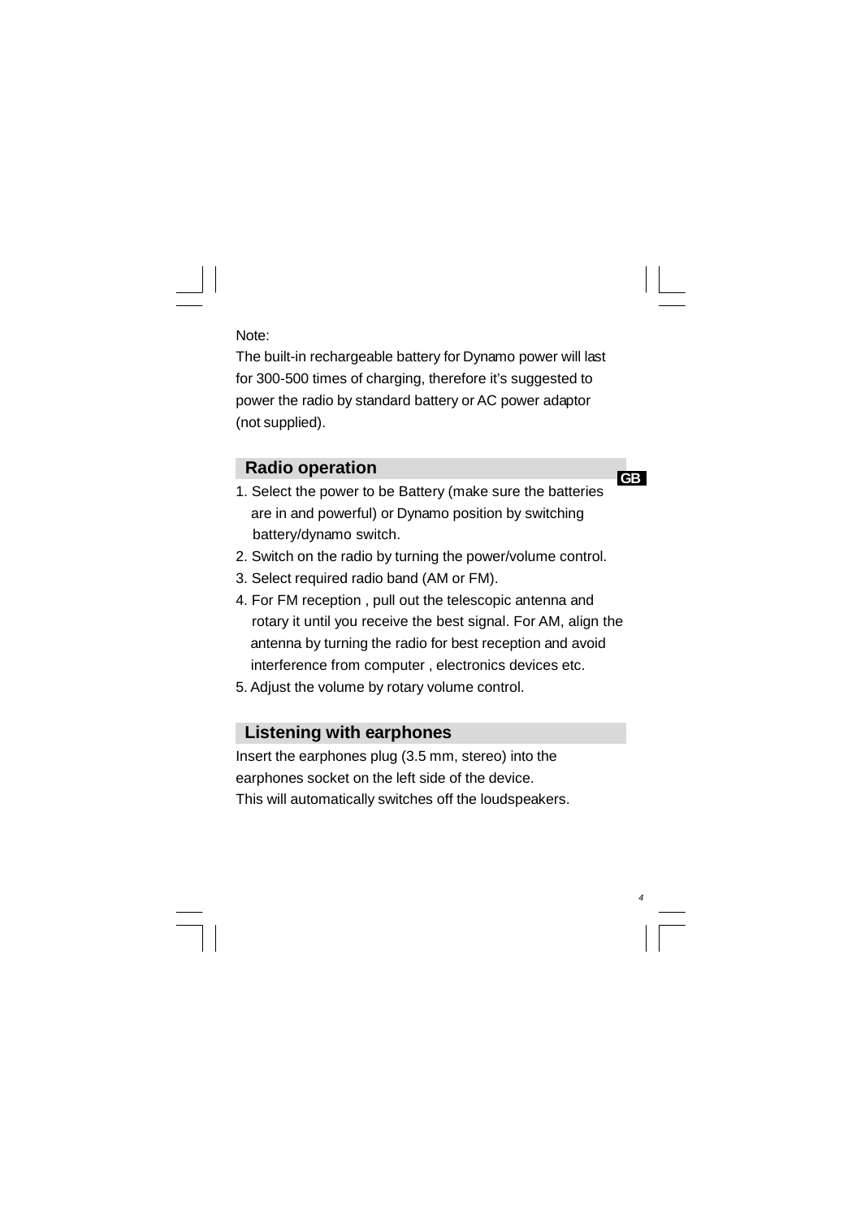Note:

The built-in rechargeable battery for Dynamo power will last for 300-500 times of charging, therefore it's suggested to power the radio by standard battery or AC power adaptor (not supplied).

## Radio operation

1. Select the power to be Battery (make sure the batteries are in and powerful) or Dynamo position by switching battery/dynamo switch.
2. Switch on the radio by turning the power/volume control.
3. Select required radio band (AM or FM).
4. For FM reception , pull out the telescopic antenna and rotary it until you receive the best signal. For AM, align the antenna by turning the radio for best reception and avoid interference from computer , electronics devices etc.
5. Adjust the volume by rotary volume control.

## Listening with earphones

Insert the earphones plug (3.5 mm, stereo) into the earphones socket on the left side of the device.
This will automatically switches off the loudspeakers.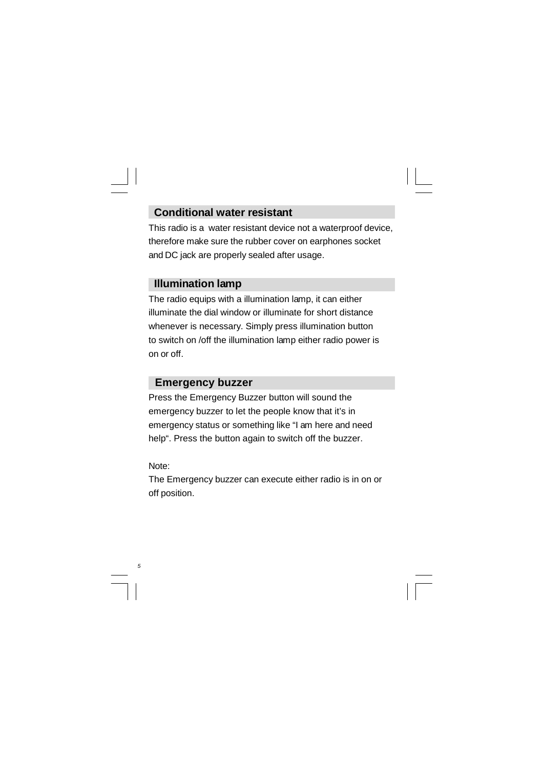## Conditional water resistant

This radio is a water resistant device not a waterproof device, therefore make sure the rubber cover on earphones socket and DC jack are properly sealed after usage.

## Illumination lamp

The radio equips with a illumination lamp, it can either illuminate the dial window or illuminate for short distance whenever is necessary. Simply press illumination button to switch on /off the illumination lamp either radio power is on or off.

## Emergency buzzer

Press the Emergency Buzzer button will sound the emergency buzzer to let the people know that it's in emergency status or something like "I am here and need help". Press the button again to switch off the buzzer.

Note:

The Emergency buzzer can execute either radio is in on or off position.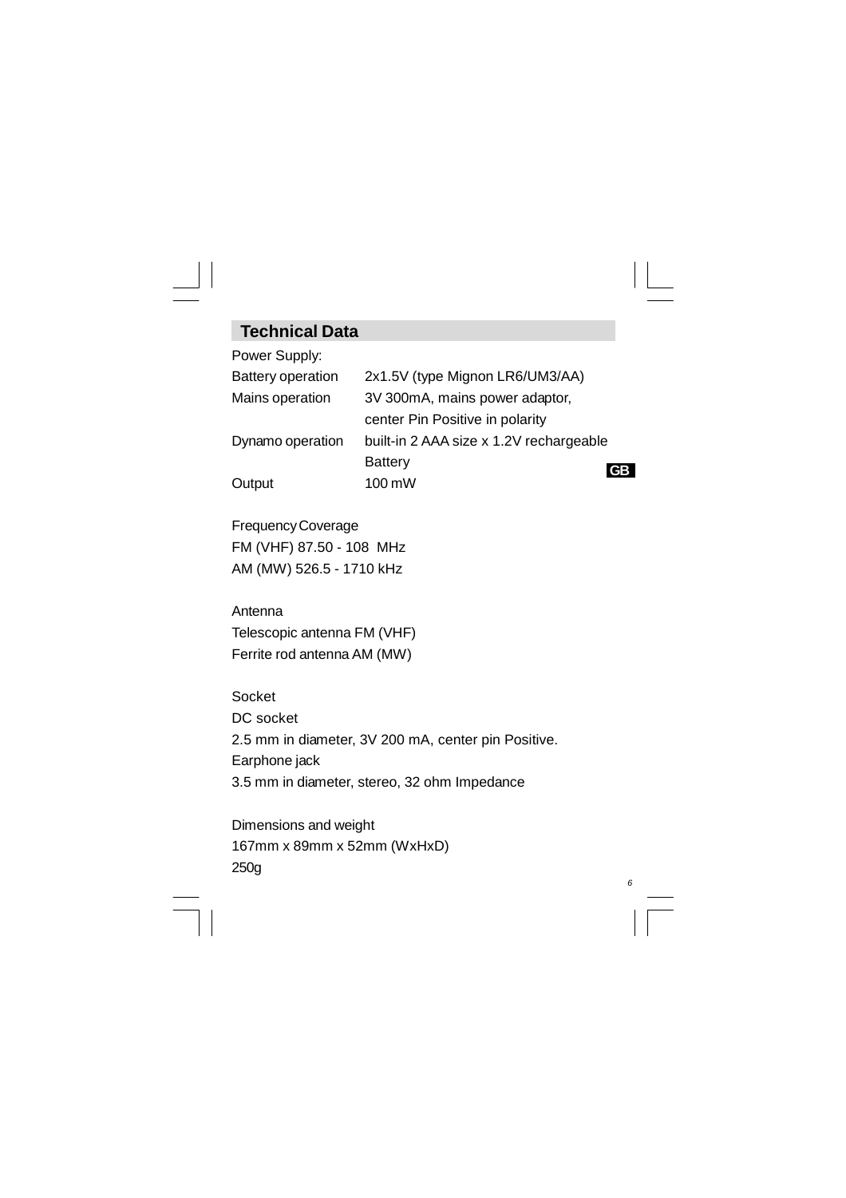## Technical Data

Power Supply:

| | |
|---|---|
| Battery operation | 2x1.5V (type Mignon LR6/UM3/AA) |
| Mains operation | 3V 300mA, mains power adaptor, center Pin Positive in polarity |
| Dynamo operation | built-in 2 AAA size x 1.2V rechargeable Battery |
| Output | 100 mW |

Frequency Coverage
FM (VHF) 87.50 - 108 MHz
AM (MW) 526.5 - 1710 kHz

Antenna
Telescopic antenna FM (VHF)
Ferrite rod antenna AM (MW)

Socket
DC socket
2.5 mm in diameter, 3V 200 mA, center pin Positive.
Earphone jack
3.5 mm in diameter, stereo, 32 ohm Impedance

Dimensions and weight
167mm x 89mm x 52mm (WxHxD)
250g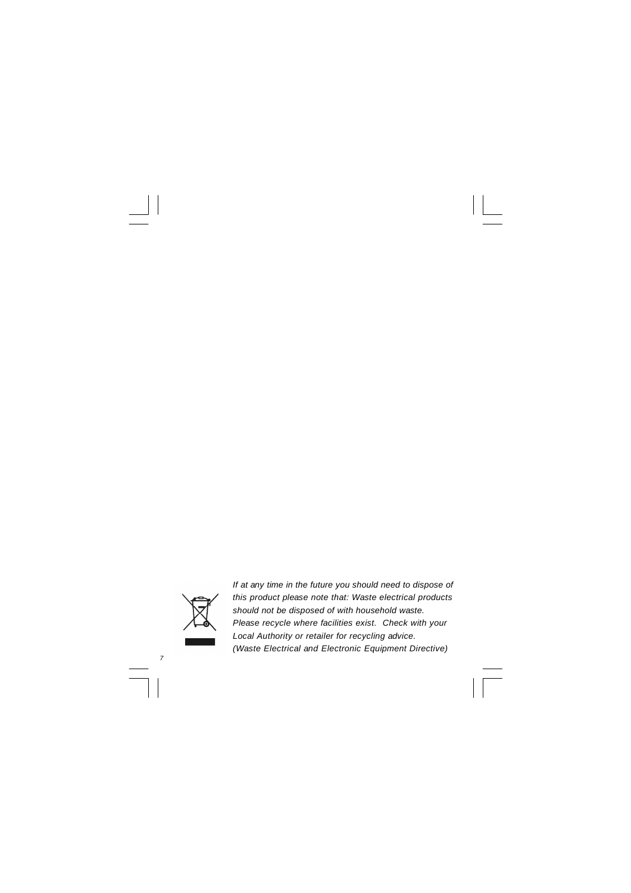*If at any time in the future you should need to dispose of this product please note that: Waste electrical products should not be disposed of with household waste. Please recycle where facilities exist. Check with your Local Authority or retailer for recycling advice. (Waste Electrical and Electronic Equipment Directive)*